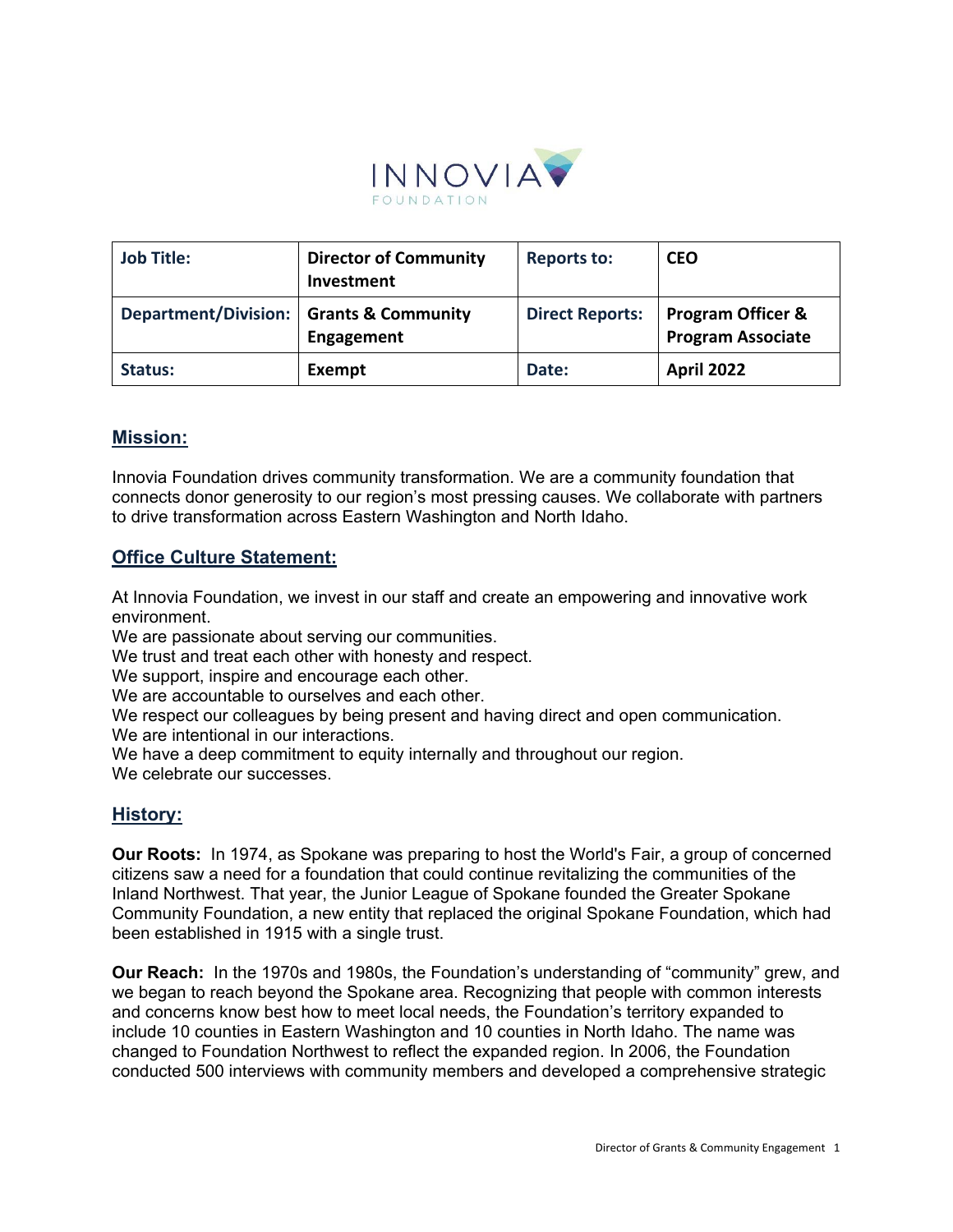| Job Title: | Director of Community Investment | Reports to: | CEO |
|---|---|---|---|
| Department/Division: | Grants & Community Engagement | Direct Reports: | Program Officer & Program Associate |
| Status: | Exempt | Date: | April 2022 |

## Mission:

Innovia Foundation drives community transformation. We are a community foundation that connects donor generosity to our region's most pressing causes. We collaborate with partners to drive transformation across Eastern Washington and North Idaho.

## Office Culture Statement:

At Innovia Foundation, we invest in our staff and create an empowering and innovative work environment.
We are passionate about serving our communities.
We trust and treat each other with honesty and respect.
We support, inspire and encourage each other.
We are accountable to ourselves and each other.
We respect our colleagues by being present and having direct and open communication.
We are intentional in our interactions.
We have a deep commitment to equity internally and throughout our region.
We celebrate our successes.

## History:

**Our Roots:** In 1974, as Spokane was preparing to host the World's Fair, a group of concerned citizens saw a need for a foundation that could continue revitalizing the communities of the Inland Northwest. That year, the Junior League of Spokane founded the Greater Spokane Community Foundation, a new entity that replaced the original Spokane Foundation, which had been established in 1915 with a single trust.

**Our Reach:** In the 1970s and 1980s, the Foundation's understanding of "community" grew, and we began to reach beyond the Spokane area. Recognizing that people with common interests and concerns know best how to meet local needs, the Foundation's territory expanded to include 10 counties in Eastern Washington and 10 counties in North Idaho. The name was changed to Foundation Northwest to reflect the expanded region. In 2006, the Foundation conducted 500 interviews with community members and developed a comprehensive strategic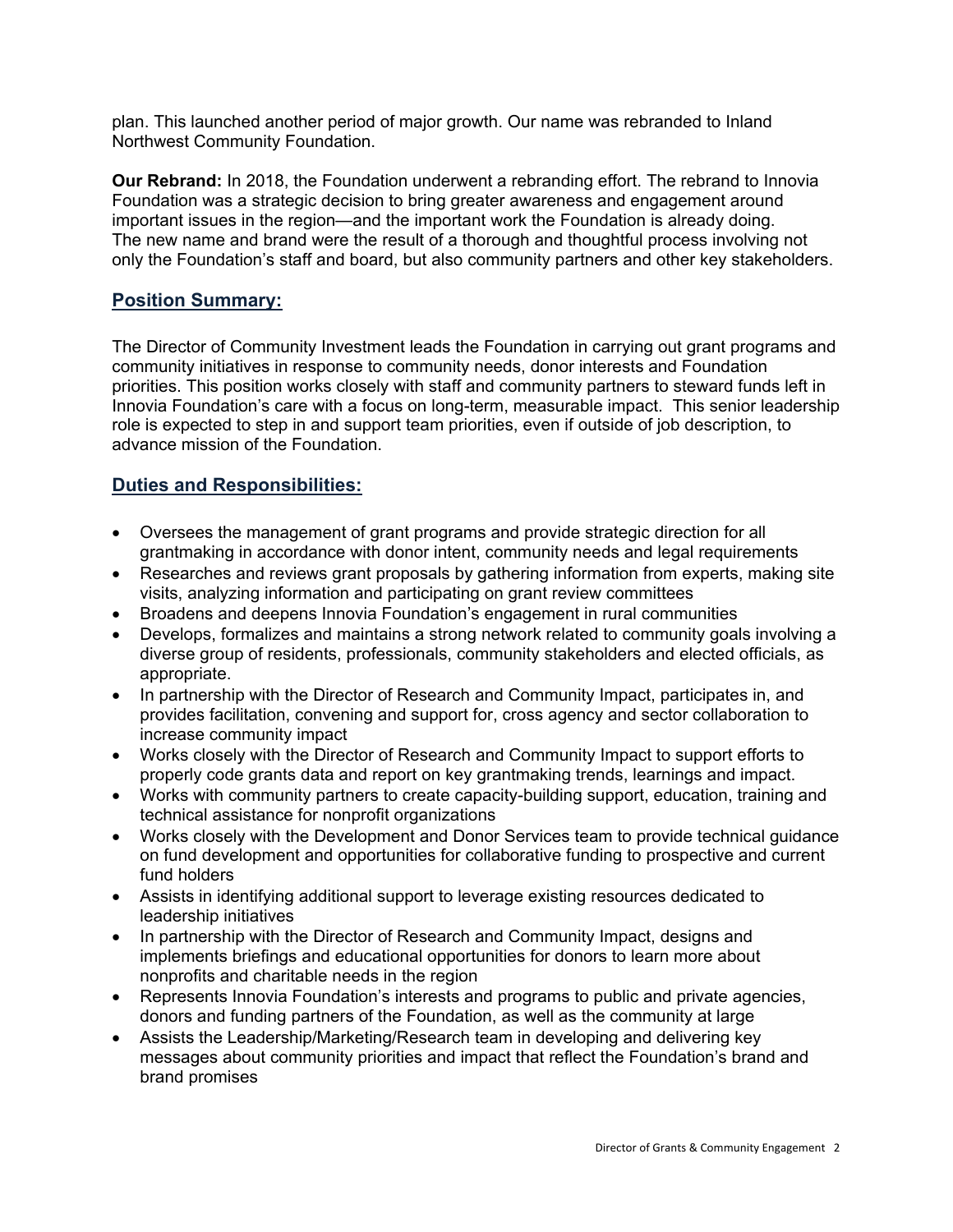plan. This launched another period of major growth. Our name was rebranded to Inland Northwest Community Foundation.

**Our Rebrand:** In 2018, the Foundation underwent a rebranding effort. The rebrand to Innovia Foundation was a strategic decision to bring greater awareness and engagement around important issues in the region—and the important work the Foundation is already doing. The new name and brand were the result of a thorough and thoughtful process involving not only the Foundation's staff and board, but also community partners and other key stakeholders.

## Position Summary:

The Director of Community Investment leads the Foundation in carrying out grant programs and community initiatives in response to community needs, donor interests and Foundation priorities. This position works closely with staff and community partners to steward funds left in Innovia Foundation's care with a focus on long-term, measurable impact. This senior leadership role is expected to step in and support team priorities, even if outside of job description, to advance mission of the Foundation.

## Duties and Responsibilities:

- Oversees the management of grant programs and provide strategic direction for all grantmaking in accordance with donor intent, community needs and legal requirements
- Researches and reviews grant proposals by gathering information from experts, making site visits, analyzing information and participating on grant review committees
- Broadens and deepens Innovia Foundation's engagement in rural communities
- Develops, formalizes and maintains a strong network related to community goals involving a diverse group of residents, professionals, community stakeholders and elected officials, as appropriate.
- In partnership with the Director of Research and Community Impact, participates in, and provides facilitation, convening and support for, cross agency and sector collaboration to increase community impact
- Works closely with the Director of Research and Community Impact to support efforts to properly code grants data and report on key grantmaking trends, learnings and impact.
- Works with community partners to create capacity-building support, education, training and technical assistance for nonprofit organizations
- Works closely with the Development and Donor Services team to provide technical guidance on fund development and opportunities for collaborative funding to prospective and current fund holders
- Assists in identifying additional support to leverage existing resources dedicated to leadership initiatives
- In partnership with the Director of Research and Community Impact, designs and implements briefings and educational opportunities for donors to learn more about nonprofits and charitable needs in the region
- Represents Innovia Foundation's interests and programs to public and private agencies, donors and funding partners of the Foundation, as well as the community at large
- Assists the Leadership/Marketing/Research team in developing and delivering key messages about community priorities and impact that reflect the Foundation's brand and brand promises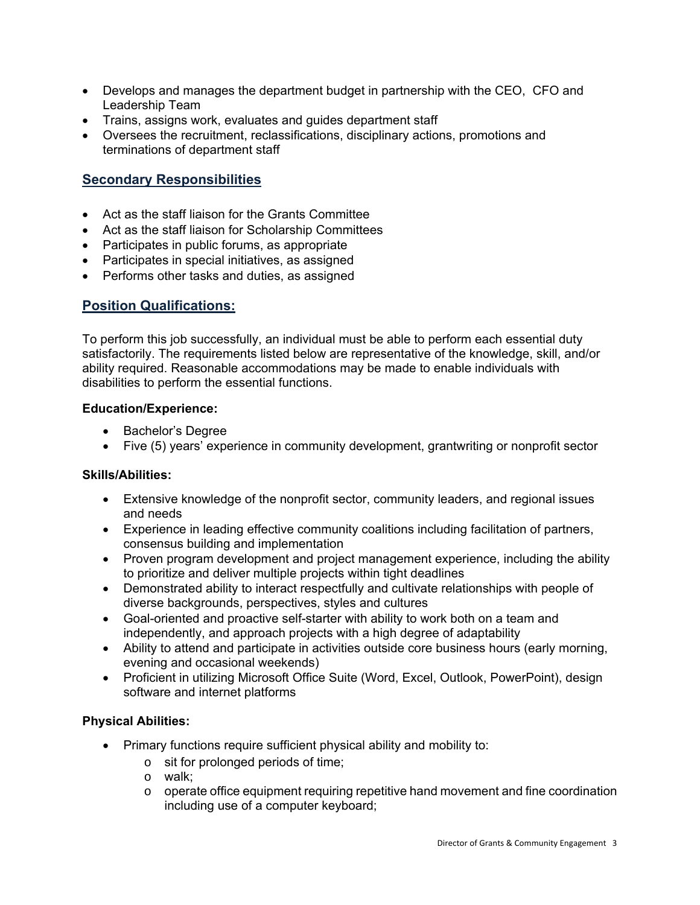- Develops and manages the department budget in partnership with the CEO, CFO and Leadership Team
- Trains, assigns work, evaluates and guides department staff
- Oversees the recruitment, reclassifications, disciplinary actions, promotions and terminations of department staff

## Secondary Responsibilities

- Act as the staff liaison for the Grants Committee
- Act as the staff liaison for Scholarship Committees
- Participates in public forums, as appropriate
- Participates in special initiatives, as assigned
- Performs other tasks and duties, as assigned

## Position Qualifications:

To perform this job successfully, an individual must be able to perform each essential duty satisfactorily. The requirements listed below are representative of the knowledge, skill, and/or ability required. Reasonable accommodations may be made to enable individuals with disabilities to perform the essential functions.

**Education/Experience:**

- Bachelor's Degree
- Five (5) years' experience in community development, grantwriting or nonprofit sector

**Skills/Abilities:**

- Extensive knowledge of the nonprofit sector, community leaders, and regional issues and needs
- Experience in leading effective community coalitions including facilitation of partners, consensus building and implementation
- Proven program development and project management experience, including the ability to prioritize and deliver multiple projects within tight deadlines
- Demonstrated ability to interact respectfully and cultivate relationships with people of diverse backgrounds, perspectives, styles and cultures
- Goal-oriented and proactive self-starter with ability to work both on a team and independently, and approach projects with a high degree of adaptability
- Ability to attend and participate in activities outside core business hours (early morning, evening and occasional weekends)
- Proficient in utilizing Microsoft Office Suite (Word, Excel, Outlook, PowerPoint), design software and internet platforms

**Physical Abilities:**

- Primary functions require sufficient physical ability and mobility to:
  - sit for prolonged periods of time;
  - walk;
  - operate office equipment requiring repetitive hand movement and fine coordination including use of a computer keyboard;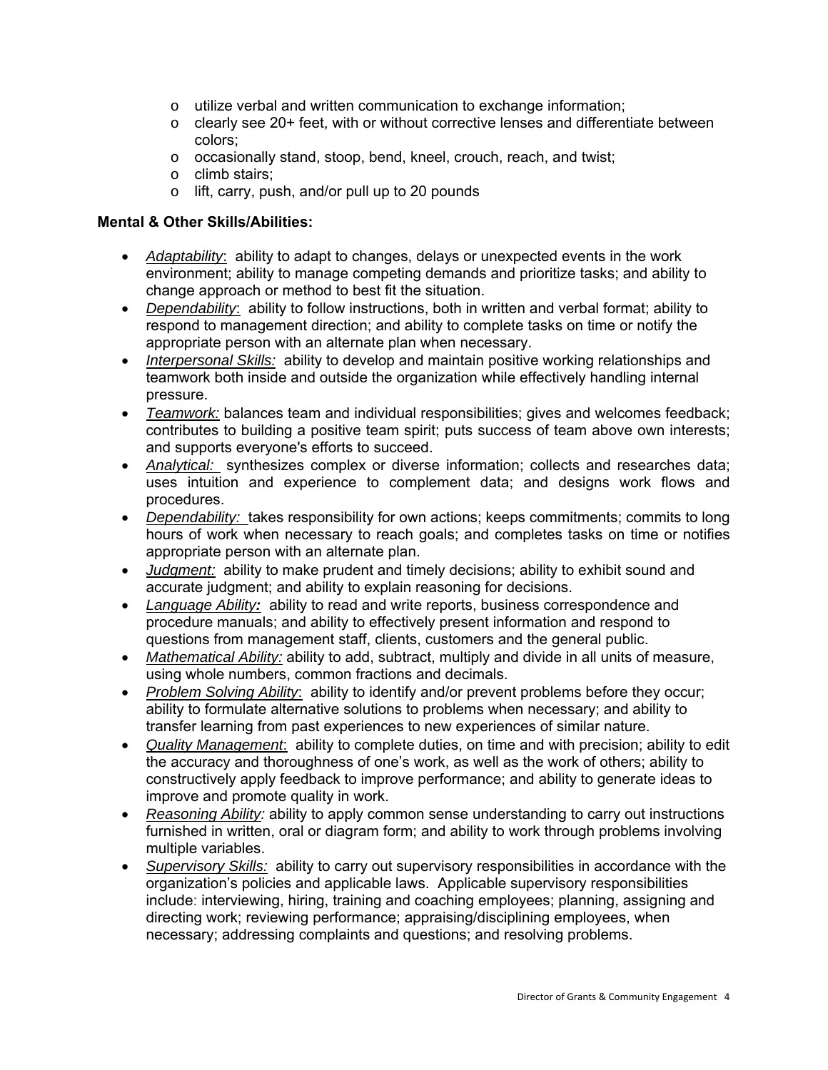- utilize verbal and written communication to exchange information;
- clearly see 20+ feet, with or without corrective lenses and differentiate between colors;
- occasionally stand, stoop, bend, kneel, crouch, reach, and twist;
- climb stairs;
- lift, carry, push, and/or pull up to 20 pounds

**Mental & Other Skills/Abilities:**

- *Adaptability*: ability to adapt to changes, delays or unexpected events in the work environment; ability to manage competing demands and prioritize tasks; and ability to change approach or method to best fit the situation.
- *Dependability*: ability to follow instructions, both in written and verbal format; ability to respond to management direction; and ability to complete tasks on time or notify the appropriate person with an alternate plan when necessary.
- *Interpersonal Skills:* ability to develop and maintain positive working relationships and teamwork both inside and outside the organization while effectively handling internal pressure.
- *Teamwork:* balances team and individual responsibilities; gives and welcomes feedback; contributes to building a positive team spirit; puts success of team above own interests; and supports everyone's efforts to succeed.
- *Analytical:* synthesizes complex or diverse information; collects and researches data; uses intuition and experience to complement data; and designs work flows and procedures.
- *Dependability:* takes responsibility for own actions; keeps commitments; commits to long hours of work when necessary to reach goals; and completes tasks on time or notifies appropriate person with an alternate plan.
- *Judgment:* ability to make prudent and timely decisions; ability to exhibit sound and accurate judgment; and ability to explain reasoning for decisions.
- *Language Ability:* ability to read and write reports, business correspondence and procedure manuals; and ability to effectively present information and respond to questions from management staff, clients, customers and the general public.
- *Mathematical Ability:* ability to add, subtract, multiply and divide in all units of measure, using whole numbers, common fractions and decimals.
- *Problem Solving Ability*: ability to identify and/or prevent problems before they occur; ability to formulate alternative solutions to problems when necessary; and ability to transfer learning from past experiences to new experiences of similar nature.
- *Quality Management*: ability to complete duties, on time and with precision; ability to edit the accuracy and thoroughness of one's work, as well as the work of others; ability to constructively apply feedback to improve performance; and ability to generate ideas to improve and promote quality in work.
- *Reasoning Ability:* ability to apply common sense understanding to carry out instructions furnished in written, oral or diagram form; and ability to work through problems involving multiple variables.
- *Supervisory Skills:* ability to carry out supervisory responsibilities in accordance with the organization's policies and applicable laws. Applicable supervisory responsibilities include: interviewing, hiring, training and coaching employees; planning, assigning and directing work; reviewing performance; appraising/disciplining employees, when necessary; addressing complaints and questions; and resolving problems.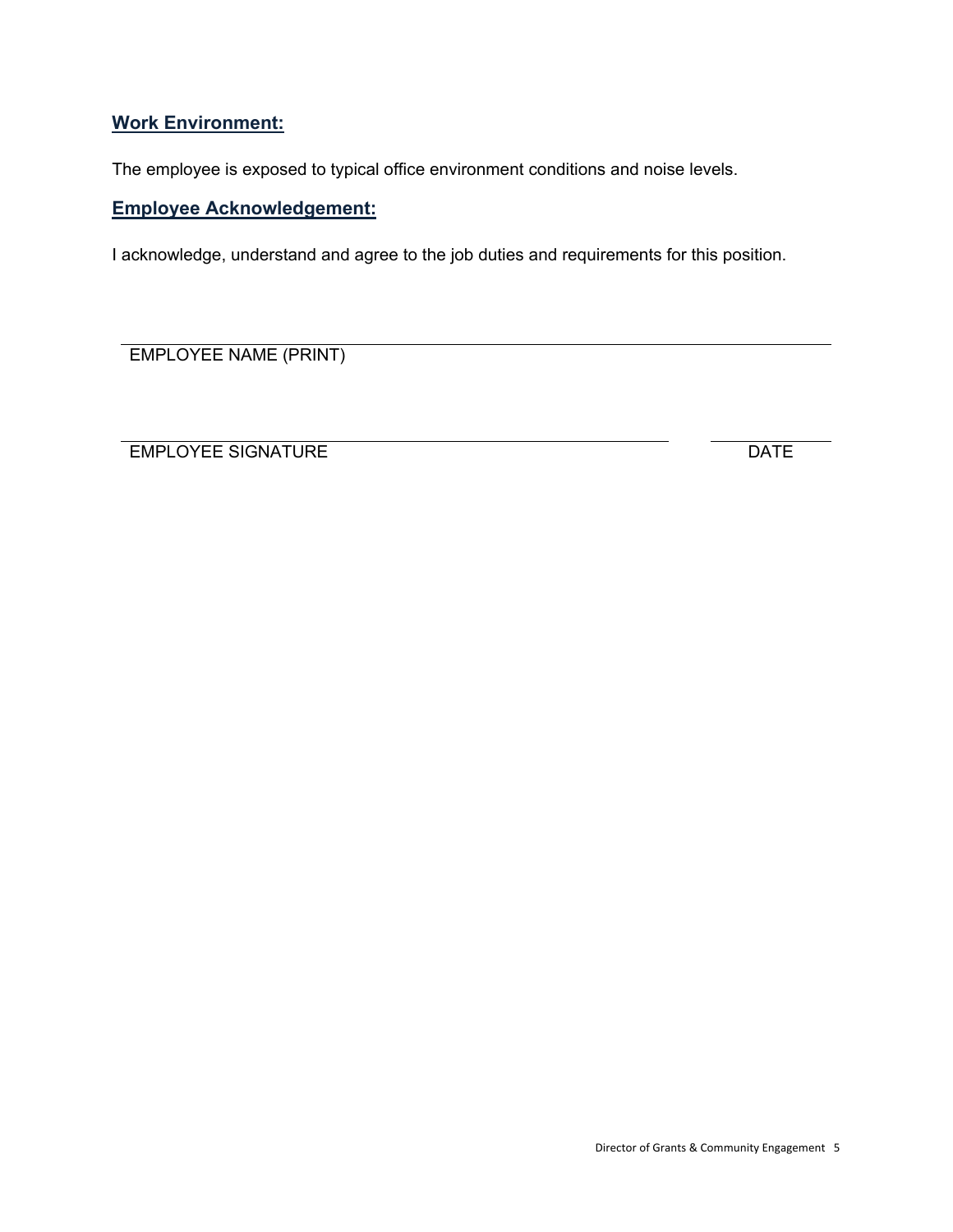## Work Environment:

The employee is exposed to typical office environment conditions and noise levels.

## Employee Acknowledgement:

I acknowledge, understand and agree to the job duties and requirements for this position.

_______________________________________________
EMPLOYEE NAME (PRINT)

_______________________________________________ ______________
EMPLOYEE SIGNATURE DATE